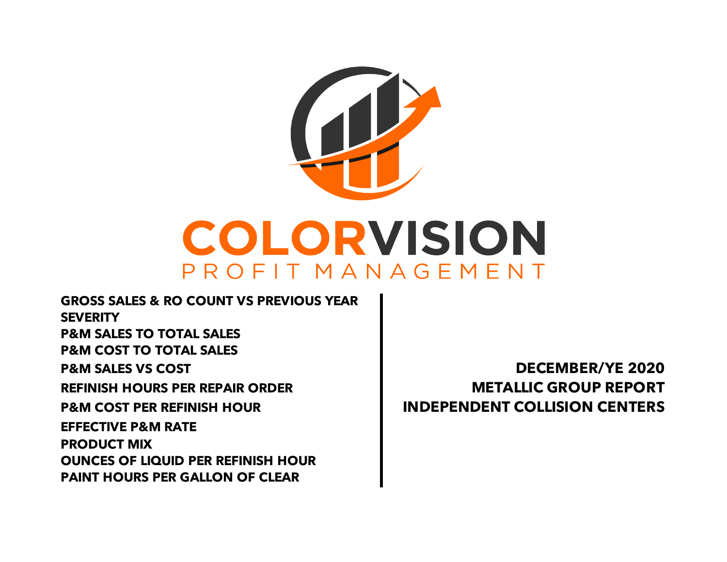# COLORVISION

PROFIT MANAGEMENT

**GROSS SALES & RO COUNT VS PREVIOUS YEAR**
**SEVERITY**
**P&M SALES TO TOTAL SALES**
**P&M COST TO TOTAL SALES**
**P&M SALES VS COST**
**REFINISH HOURS PER REPAIR ORDER**
**P&M COST PER REFINISH HOUR**
**EFFECTIVE P&M RATE**
**PRODUCT MIX**
**OUNCES OF LIQUID PER REFINISH HOUR**
**PAINT HOURS PER GALLON OF CLEAR**

**DECEMBER/YE 2020**
**METALLIC GROUP REPORT**
**INDEPENDENT COLLISION CENTERS**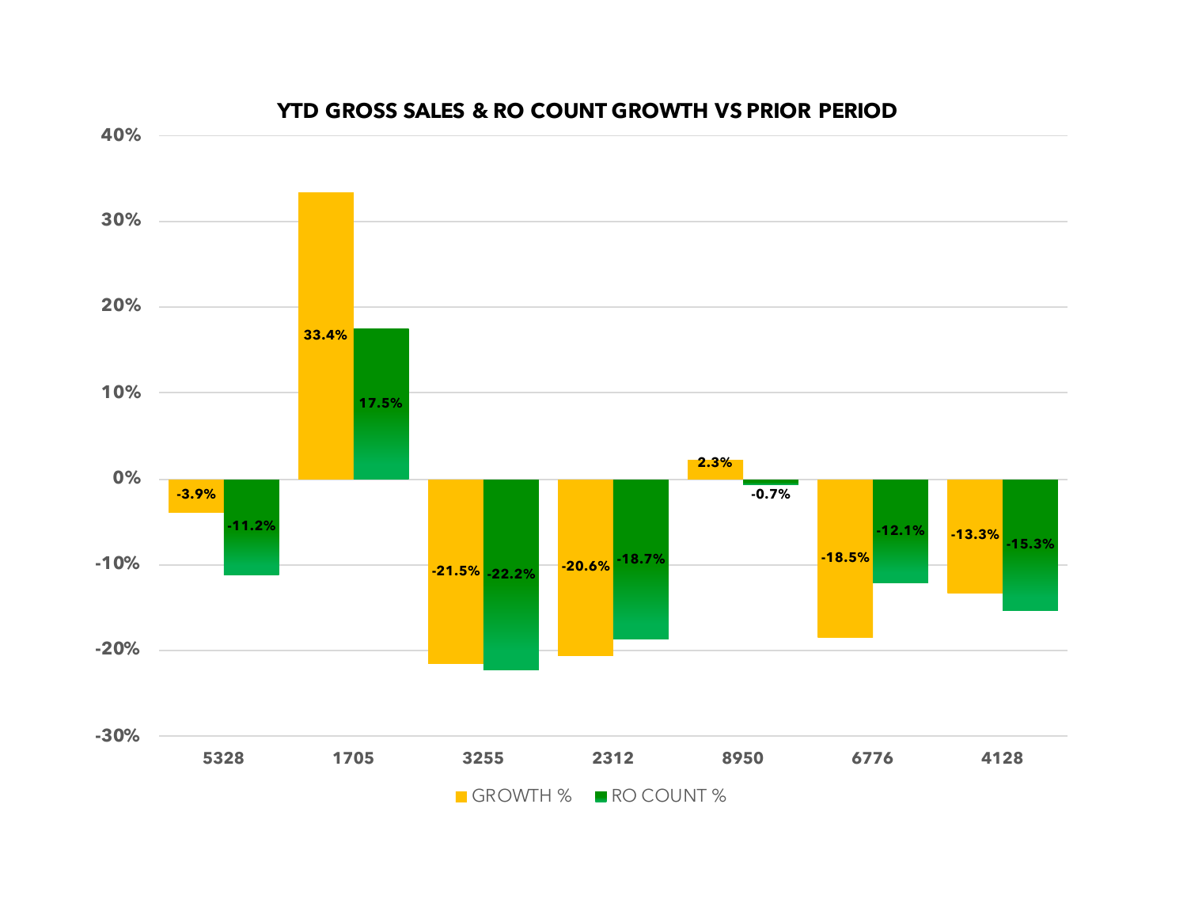## YTD GROSS SALES & RO COUNT GROWTH VS PRIOR PERIOD

| | 5328 | 1705 | 3255 | 2312 | 8950 | 6776 | 4128 |
|---|---|---|---|---|---|---|---|
| GROWTH % | -3.9% | 33.4% | -21.5% | -20.6% | 2.3% | -18.5% | -13.3% |
| RO COUNT % | -11.2% | 17.5% | -22.2% | -18.7% | -0.7% | -12.1% | -15.3% |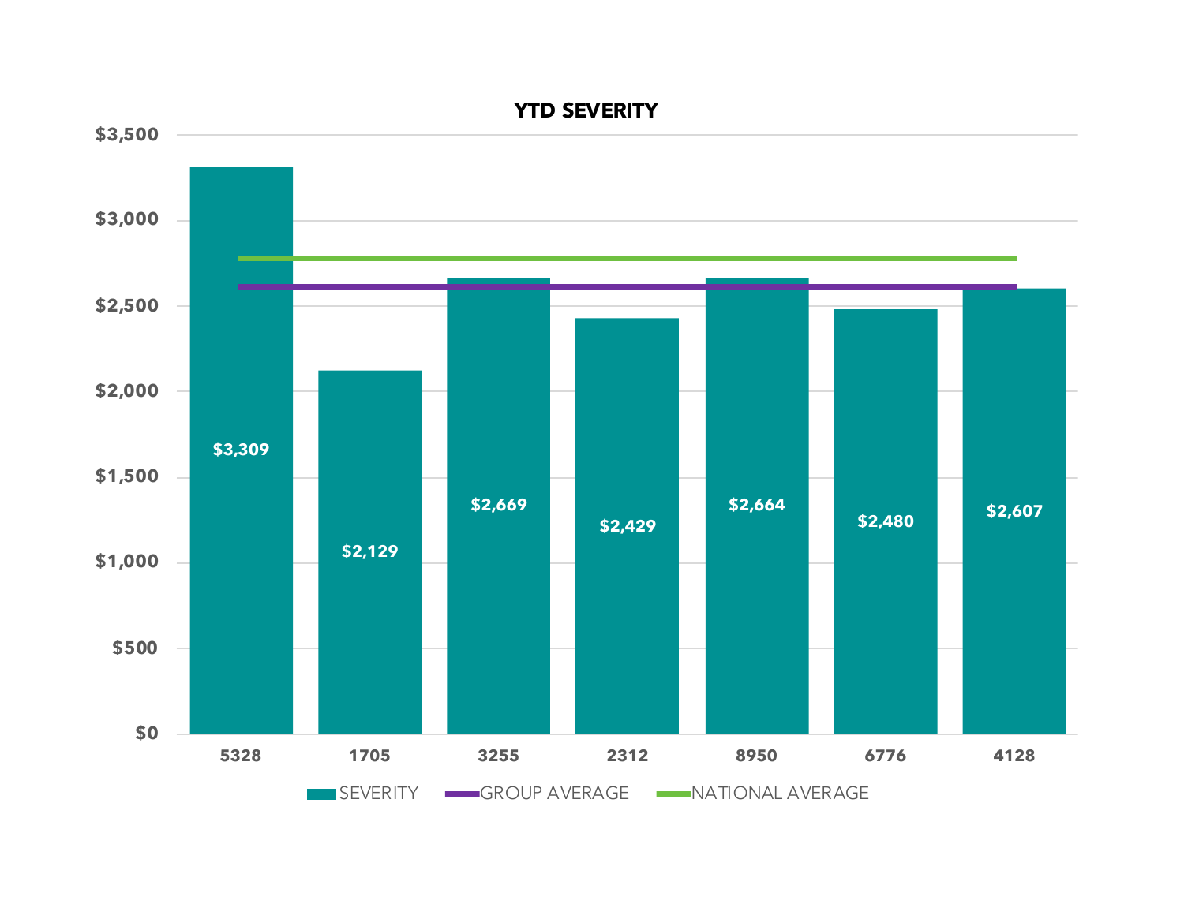**YTD SEVERITY**

| | 5328 | 1705 | 3255 | 2312 | 8950 | 6776 | 4128 |
|---|---|---|---|---|---|---|---|
| SEVERITY | $3,309 | $2,129 | $2,669 | $2,429 | $2,664 | $2,480 | $2,607 |

SEVERITY · GROUP AVERAGE · NATIONAL AVERAGE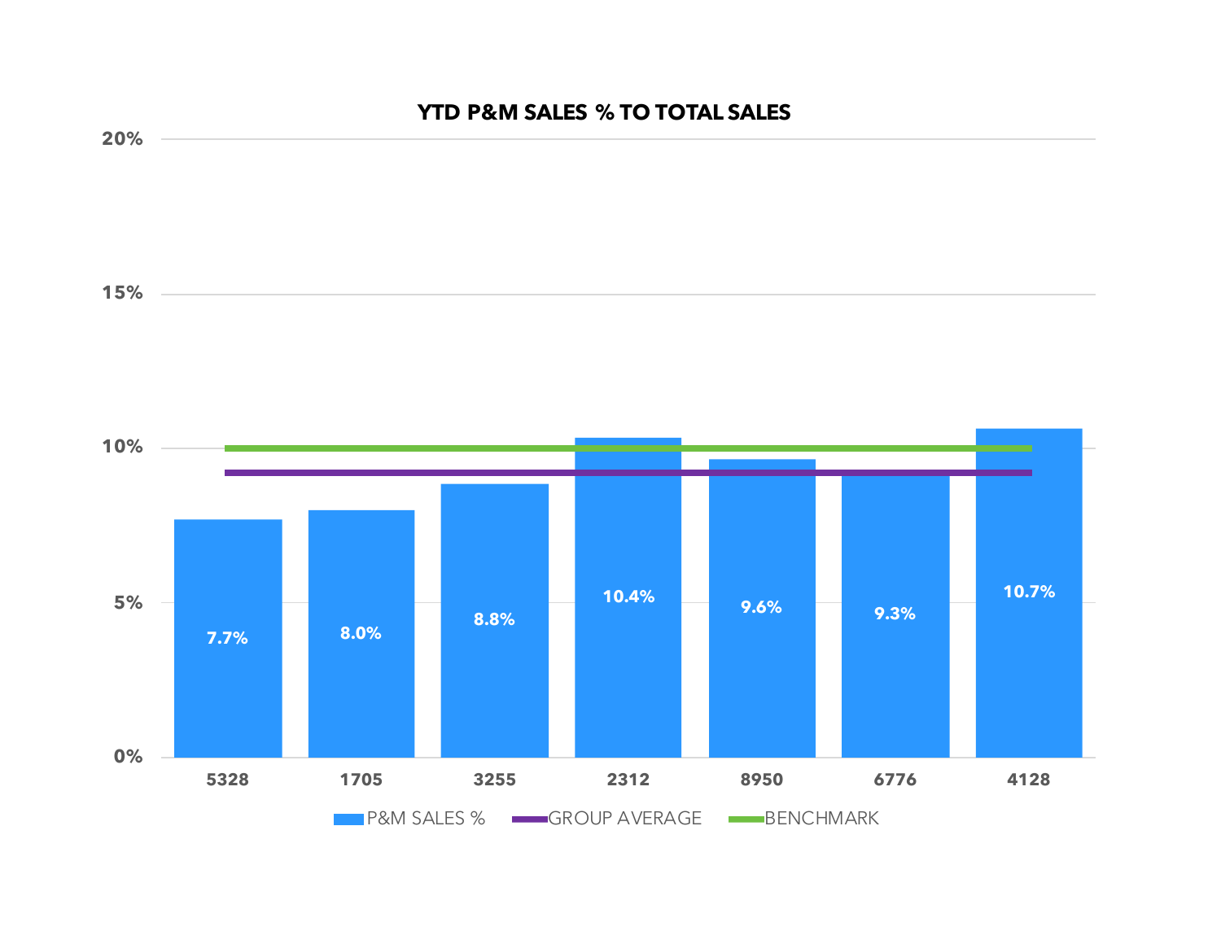## YTD P&M SALES % TO TOTAL SALES

| Store | P&M SALES % |
|---|---|
| 5328 | 7.7% |
| 1705 | 8.0% |
| 3255 | 8.8% |
| 2312 | 10.4% |
| 8950 | 9.6% |
| 6776 | 9.3% |
| 4128 | 10.7% |

Legend: P&M SALES % · GROUP AVERAGE · BENCHMARK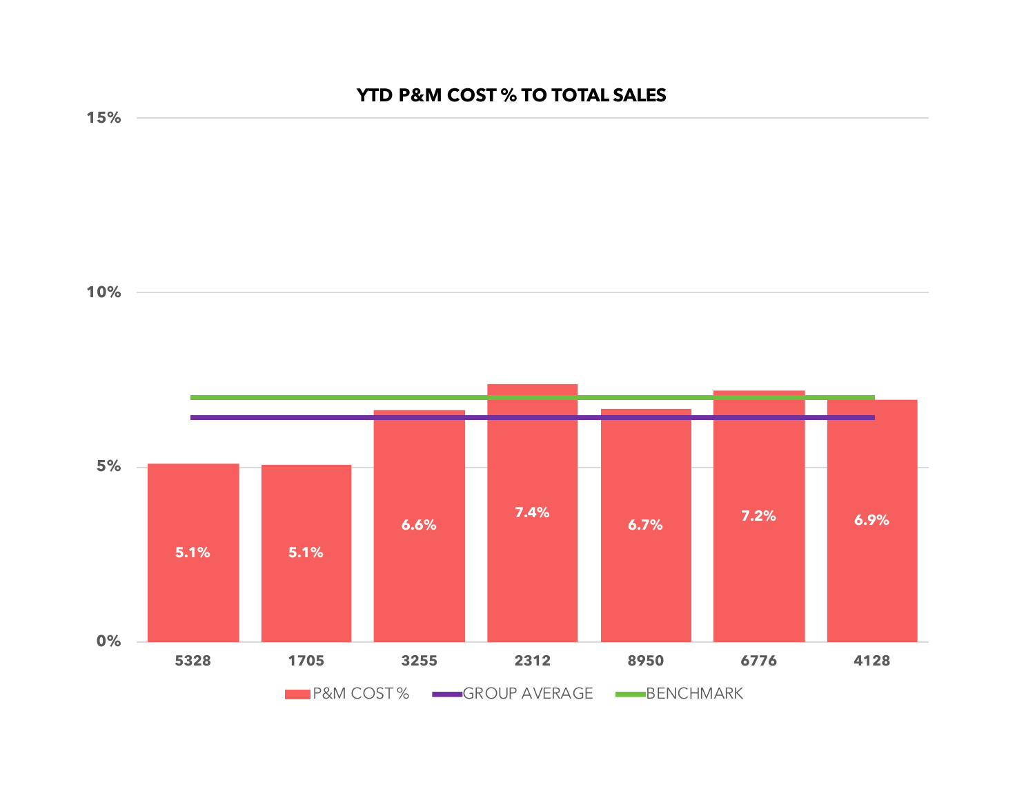## YTD P&M COST % TO TOTAL SALES

| | 5328 | 1705 | 3255 | 2312 | 8950 | 6776 | 4128 |
|---|---|---|---|---|---|---|---|
| P&M COST % | 5.1% | 5.1% | 6.6% | 7.4% | 6.7% | 7.2% | 6.9% |

Legend: P&M COST %, GROUP AVERAGE, BENCHMARK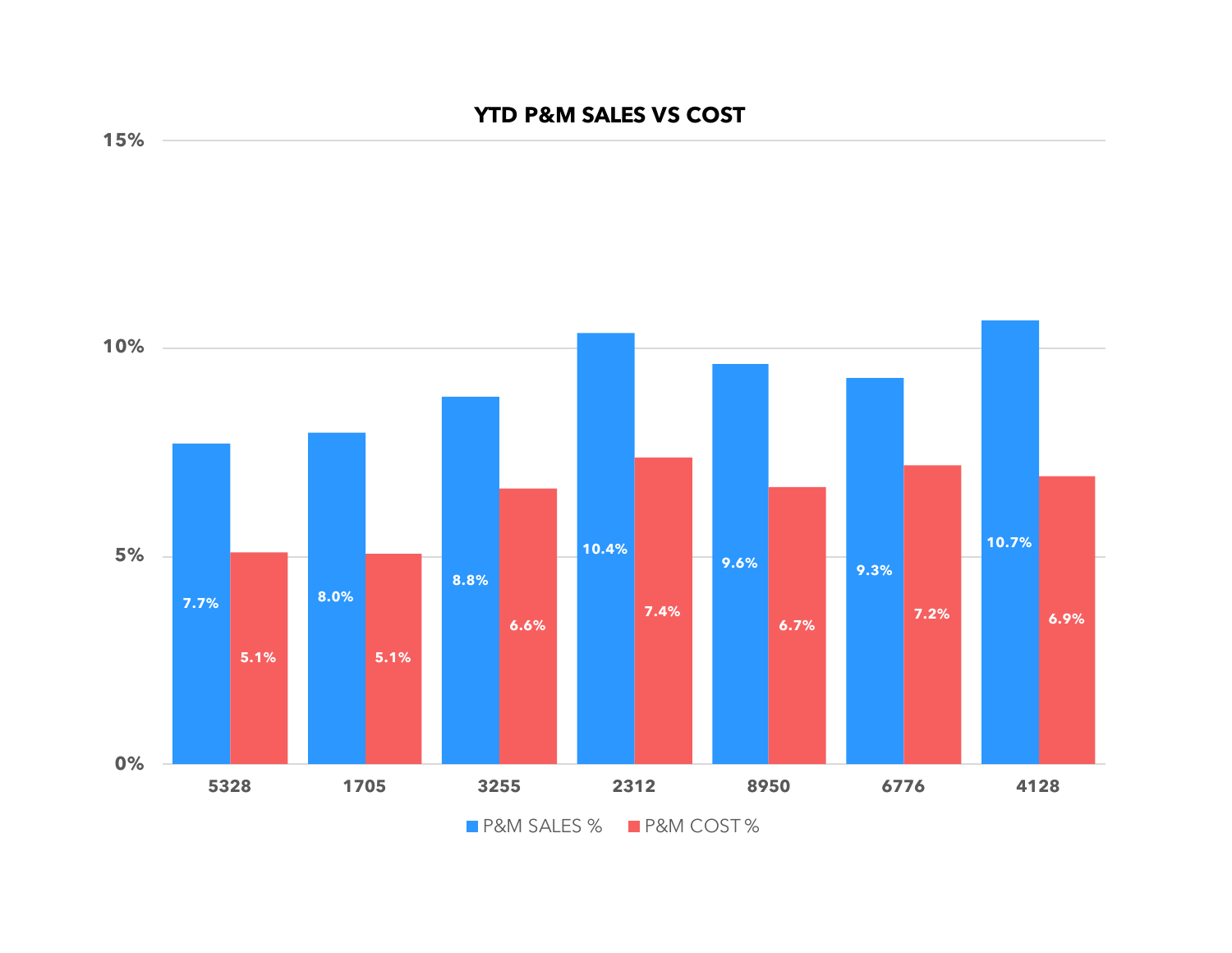## YTD P&M SALES VS COST

| | P&M SALES % | P&M COST % |
|---|---|---|
| 5328 | 7.7% | 5.1% |
| 1705 | 8.0% | 5.1% |
| 3255 | 8.8% | 6.6% |
| 2312 | 10.4% | 7.4% |
| 8950 | 9.6% | 6.7% |
| 6776 | 9.3% | 7.2% |
| 4128 | 10.7% | 6.9% |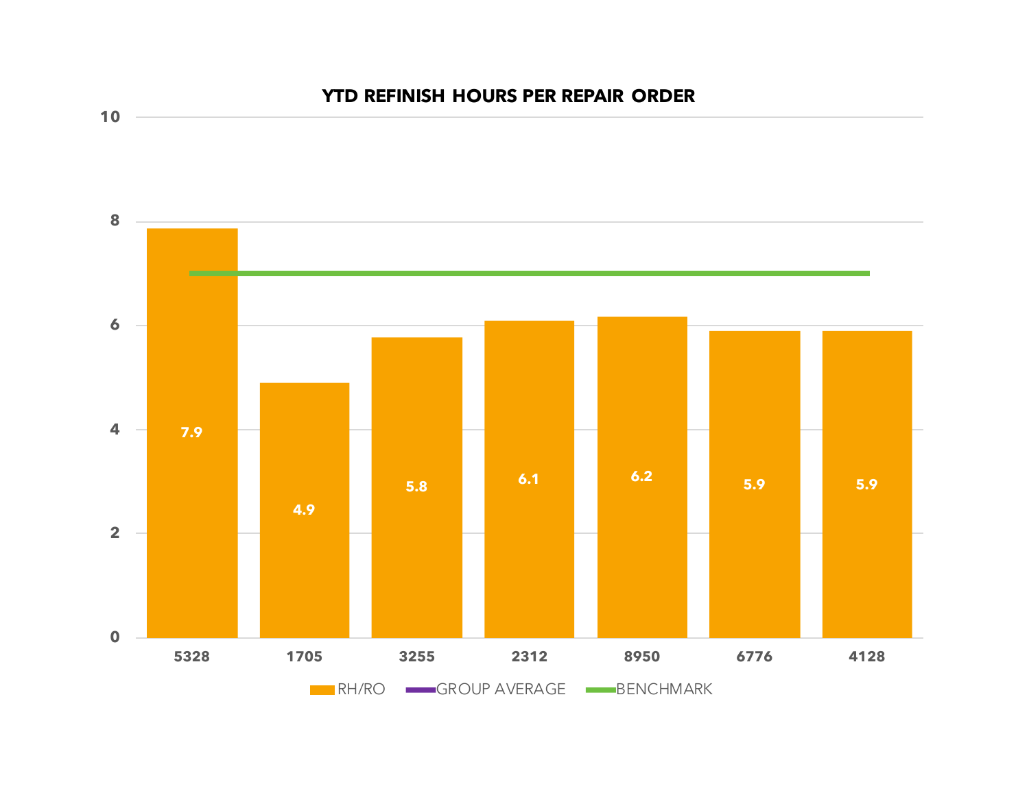## YTD REFINISH HOURS PER REPAIR ORDER

| Shop | RH/RO |
|---|---|
| 5328 | 7.9 |
| 1705 | 4.9 |
| 3255 | 5.8 |
| 2312 | 6.1 |
| 8950 | 6.2 |
| 6776 | 5.9 |
| 4128 | 5.9 |

RH/RO — GROUP AVERAGE — BENCHMARK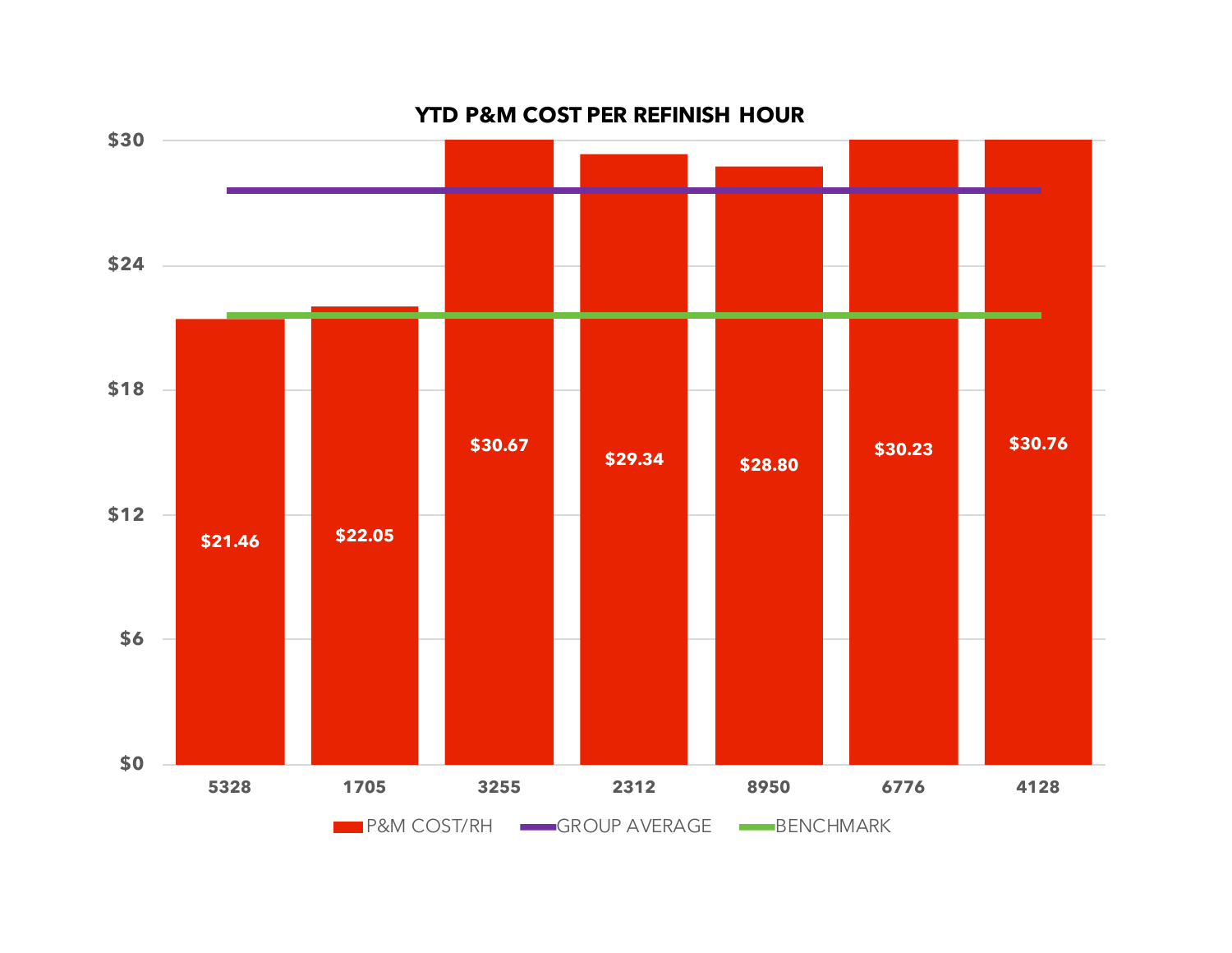# YTD P&M COST PER REFINISH HOUR

| | 5328 | 1705 | 3255 | 2312 | 8950 | 6776 | 4128 |
|---|---|---|---|---|---|---|---|
| P&M COST/RH | $21.46 | $22.05 | $30.67 | $29.34 | $28.80 | $30.23 | $30.76 |

Legend: P&M COST/RH, GROUP AVERAGE, BENCHMARK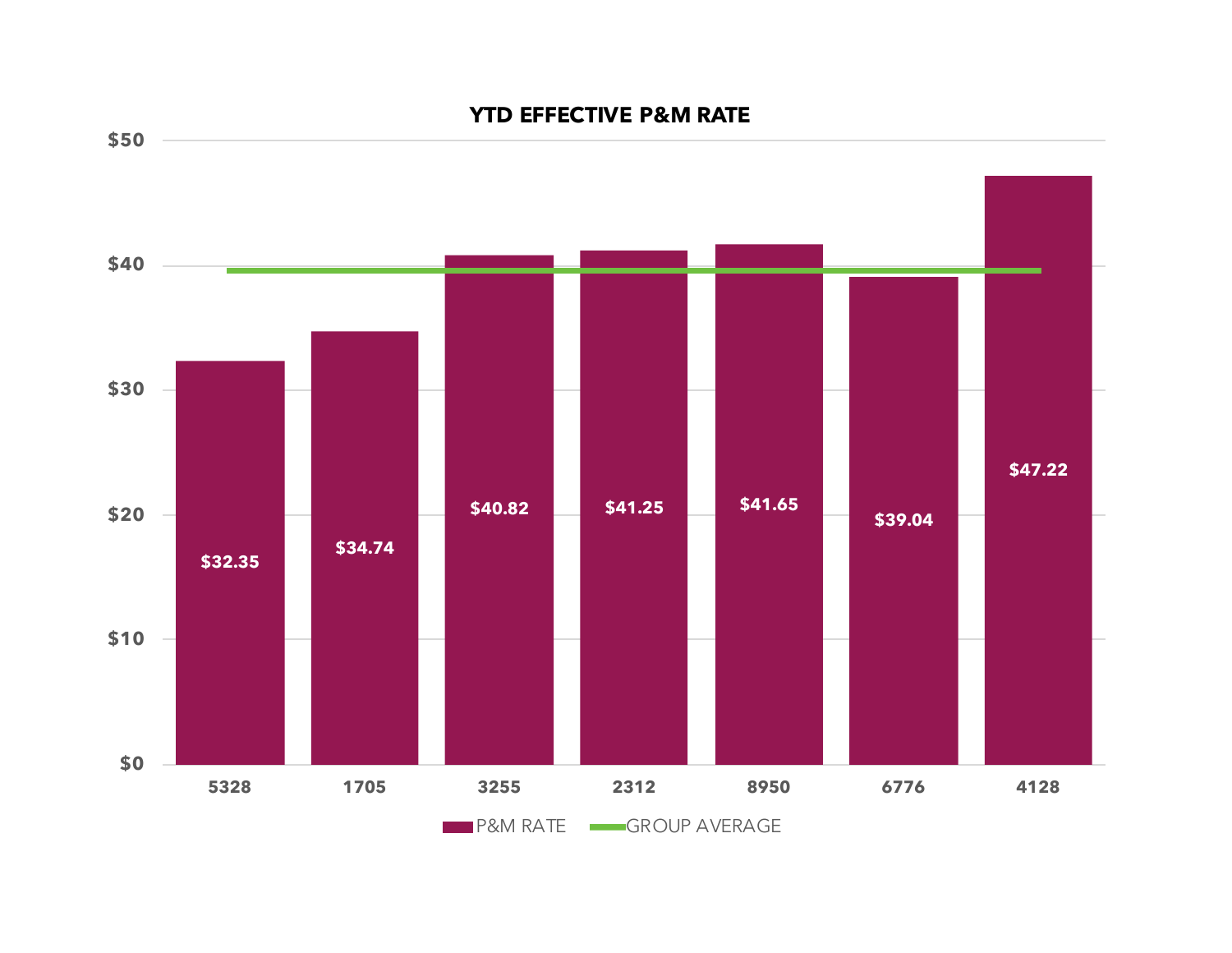## YTD EFFECTIVE P&M RATE

| | P&M RATE |
|---|---|
| 5328 | $32.35 |
| 1705 | $34.74 |
| 3255 | $40.82 |
| 2312 | $41.25 |
| 8950 | $41.65 |
| 6776 | $39.04 |
| 4128 | $47.22 |

P&M RATE — GROUP AVERAGE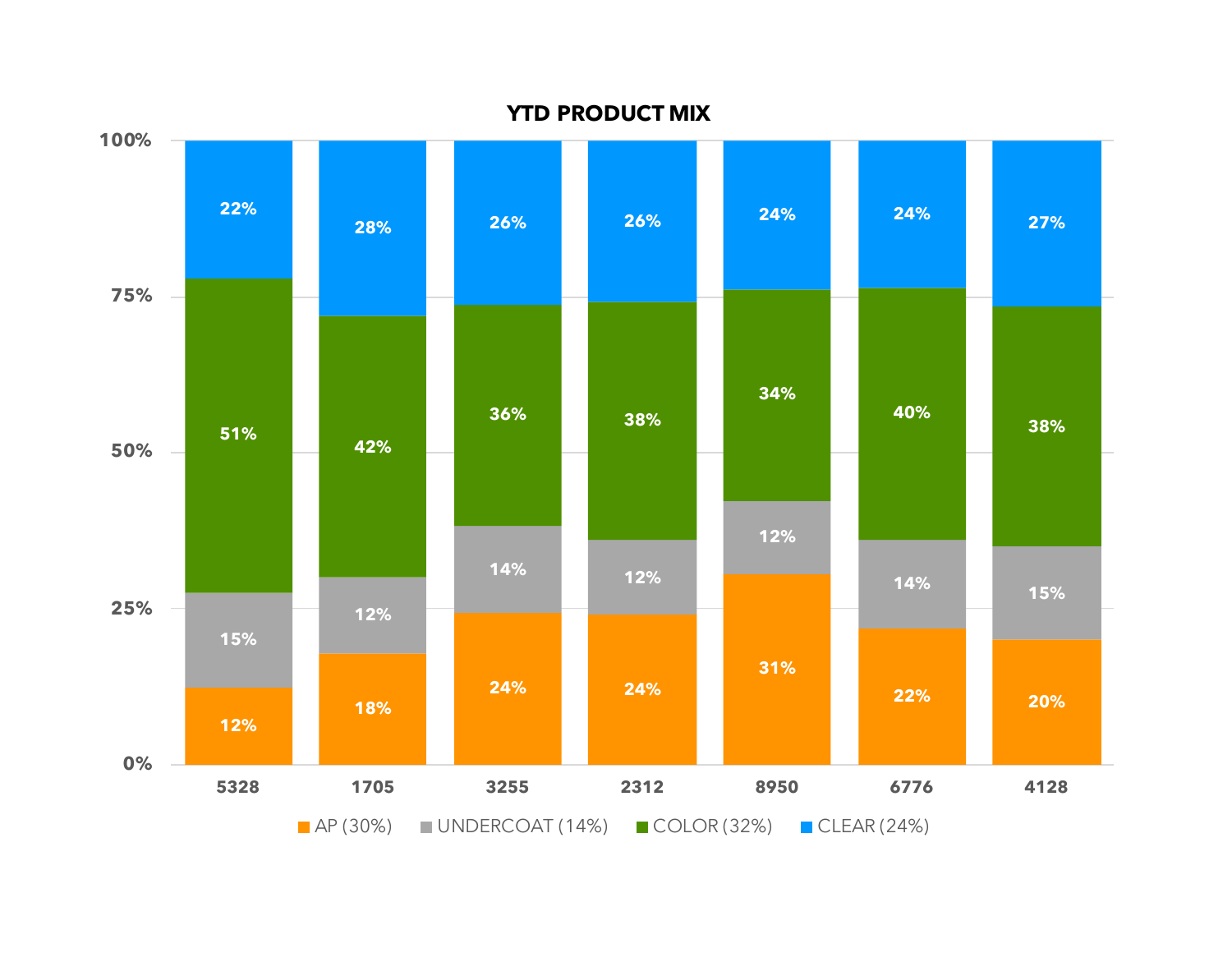**YTD PRODUCT MIX**

| | 5328 | 1705 | 3255 | 2312 | 8950 | 6776 | 4128 |
|---|---|---|---|---|---|---|---|
| AP (30%) | 12% | 18% | 24% | 24% | 31% | 22% | 20% |
| UNDERCOAT (14%) | 15% | 12% | 14% | 12% | 12% | 14% | 15% |
| COLOR (32%) | 51% | 42% | 36% | 38% | 34% | 40% | 38% |
| CLEAR (24%) | 22% | 28% | 26% | 26% | 24% | 24% | 27% |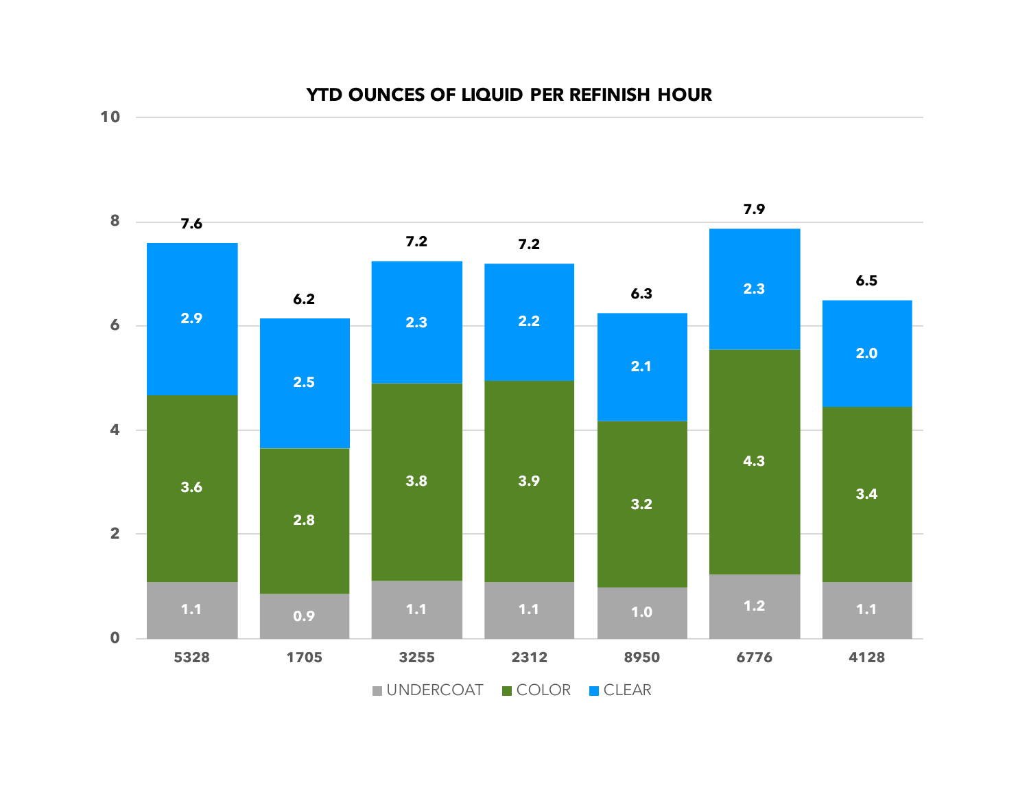## YTD OUNCES OF LIQUID PER REFINISH HOUR

| | 5328 | 1705 | 3255 | 2312 | 8950 | 6776 | 4128 |
|---|---|---|---|---|---|---|---|
| UNDERCOAT | 1.1 | 0.9 | 1.1 | 1.1 | 1.0 | 1.2 | 1.1 |
| COLOR | 3.6 | 2.8 | 3.8 | 3.9 | 3.2 | 4.3 | 3.4 |
| CLEAR | 2.9 | 2.5 | 2.3 | 2.2 | 2.1 | 2.3 | 2.0 |
| Total | 7.6 | 6.2 | 7.2 | 7.2 | 6.3 | 7.9 | 6.5 |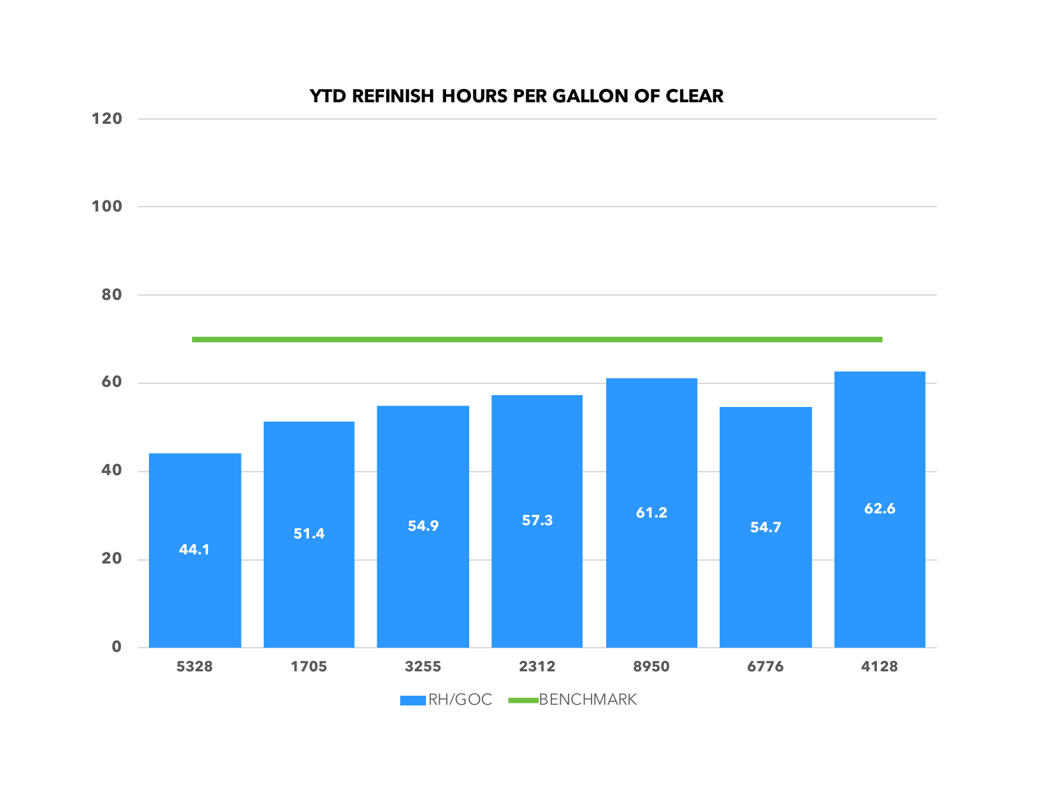YTD REFINISH HOURS PER GALLON OF CLEAR

120
100
80
60
40
20
0

44.1
51.4
54.9
57.3
61.2
54.7
62.6

5328
1705
3255
2312
8950
6776
4128

RH/GOC
BENCHMARK